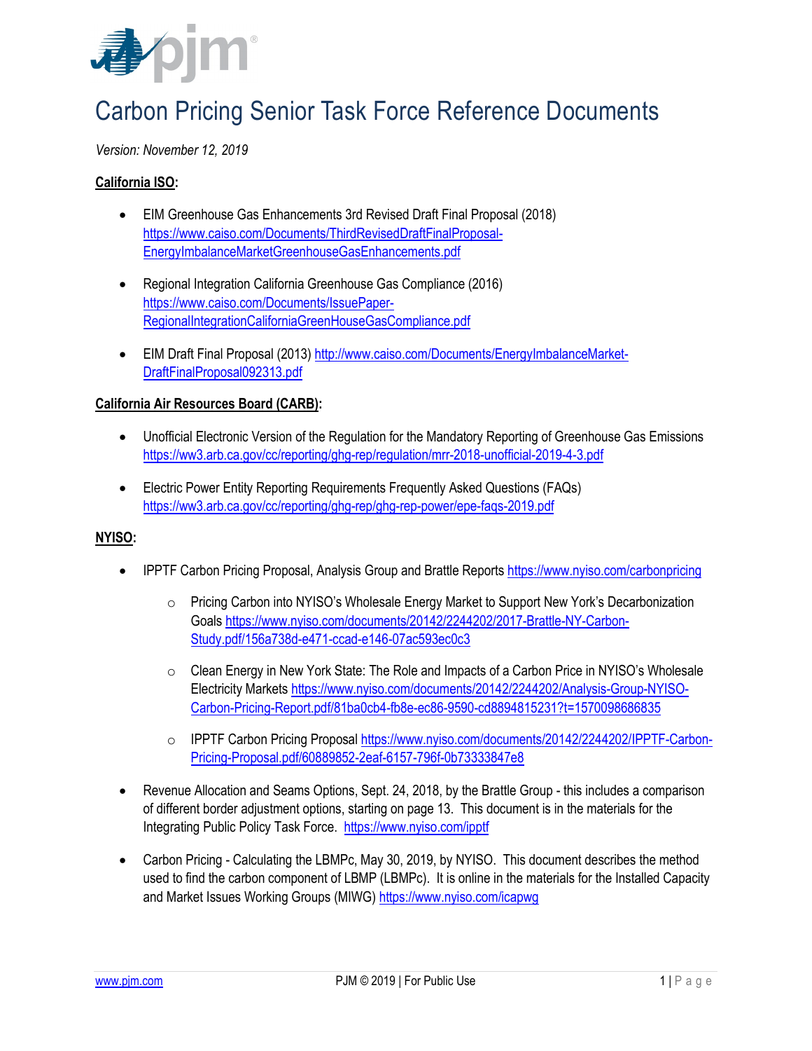# Carbon Pricing Senior Task Force Reference Documents

*Version: November 12, 2019*

**California ISO:**

- EIM Greenhouse Gas Enhancements 3rd Revised Draft Final Proposal (2018) https://www.caiso.com/Documents/ThirdRevisedDraftFinalProposal-EnergyImbalanceMarketGreenhouseGasEnhancements.pdf
- Regional Integration California Greenhouse Gas Compliance (2016) https://www.caiso.com/Documents/IssuePaper-RegionalIntegrationCaliforniaGreenHouseGasCompliance.pdf
- EIM Draft Final Proposal (2013) http://www.caiso.com/Documents/EnergyImbalanceMarket-DraftFinalProposal092313.pdf

**California Air Resources Board (CARB):**

- Unofficial Electronic Version of the Regulation for the Mandatory Reporting of Greenhouse Gas Emissions https://ww3.arb.ca.gov/cc/reporting/ghg-rep/regulation/mrr-2018-unofficial-2019-4-3.pdf
- Electric Power Entity Reporting Requirements Frequently Asked Questions (FAQs) https://ww3.arb.ca.gov/cc/reporting/ghg-rep/ghg-rep-power/epe-faqs-2019.pdf

**NYISO:**

- IPPTF Carbon Pricing Proposal, Analysis Group and Brattle Reports https://www.nyiso.com/carbonpricing
  - Pricing Carbon into NYISO's Wholesale Energy Market to Support New York's Decarbonization Goals https://www.nyiso.com/documents/20142/2244202/2017-Brattle-NY-Carbon-Study.pdf/156a738d-e471-ccad-e146-07ac593ec0c3
  - Clean Energy in New York State: The Role and Impacts of a Carbon Price in NYISO's Wholesale Electricity Markets https://www.nyiso.com/documents/20142/2244202/Analysis-Group-NYISO-Carbon-Pricing-Report.pdf/81ba0cb4-fb8e-ec86-9590-cd8894815231?t=1570098686835
  - IPPTF Carbon Pricing Proposal https://www.nyiso.com/documents/20142/2244202/IPPTF-Carbon-Pricing-Proposal.pdf/60889852-2eaf-6157-796f-0b73333847e8
- Revenue Allocation and Seams Options, Sept. 24, 2018, by the Brattle Group - this includes a comparison of different border adjustment options, starting on page 13. This document is in the materials for the Integrating Public Policy Task Force. https://www.nyiso.com/ipptf
- Carbon Pricing - Calculating the LBMPc, May 30, 2019, by NYISO. This document describes the method used to find the carbon component of LBMP (LBMPc). It is online in the materials for the Installed Capacity and Market Issues Working Groups (MIWG) https://www.nyiso.com/icapwg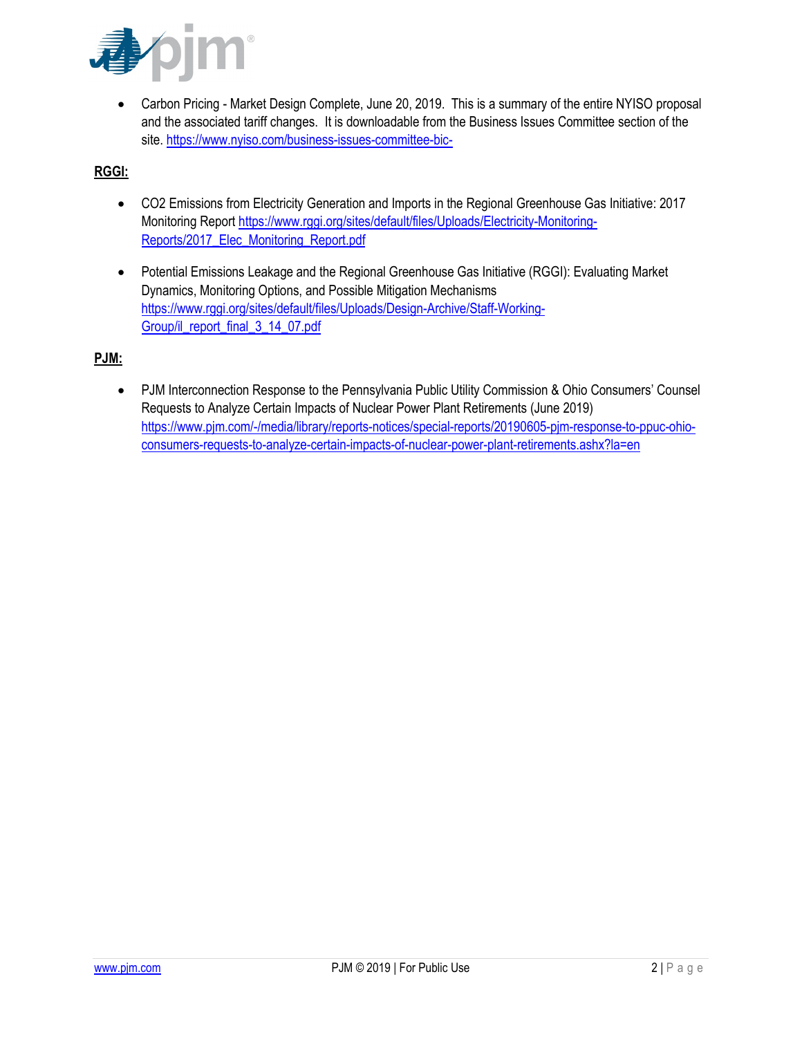- Carbon Pricing - Market Design Complete, June 20, 2019. This is a summary of the entire NYISO proposal and the associated tariff changes. It is downloadable from the Business Issues Committee section of the site. https://www.nyiso.com/business-issues-committee-bic-

**RGGI:**

- CO2 Emissions from Electricity Generation and Imports in the Regional Greenhouse Gas Initiative: 2017 Monitoring Report https://www.rggi.org/sites/default/files/Uploads/Electricity-Monitoring-Reports/2017_Elec_Monitoring_Report.pdf

- Potential Emissions Leakage and the Regional Greenhouse Gas Initiative (RGGI): Evaluating Market Dynamics, Monitoring Options, and Possible Mitigation Mechanisms https://www.rggi.org/sites/default/files/Uploads/Design-Archive/Staff-Working-Group/il_report_final_3_14_07.pdf

**PJM:**

- PJM Interconnection Response to the Pennsylvania Public Utility Commission & Ohio Consumers' Counsel Requests to Analyze Certain Impacts of Nuclear Power Plant Retirements (June 2019) https://www.pjm.com/-/media/library/reports-notices/special-reports/20190605-pjm-response-to-ppuc-ohio-consumers-requests-to-analyze-certain-impacts-of-nuclear-power-plant-retirements.ashx?la=en